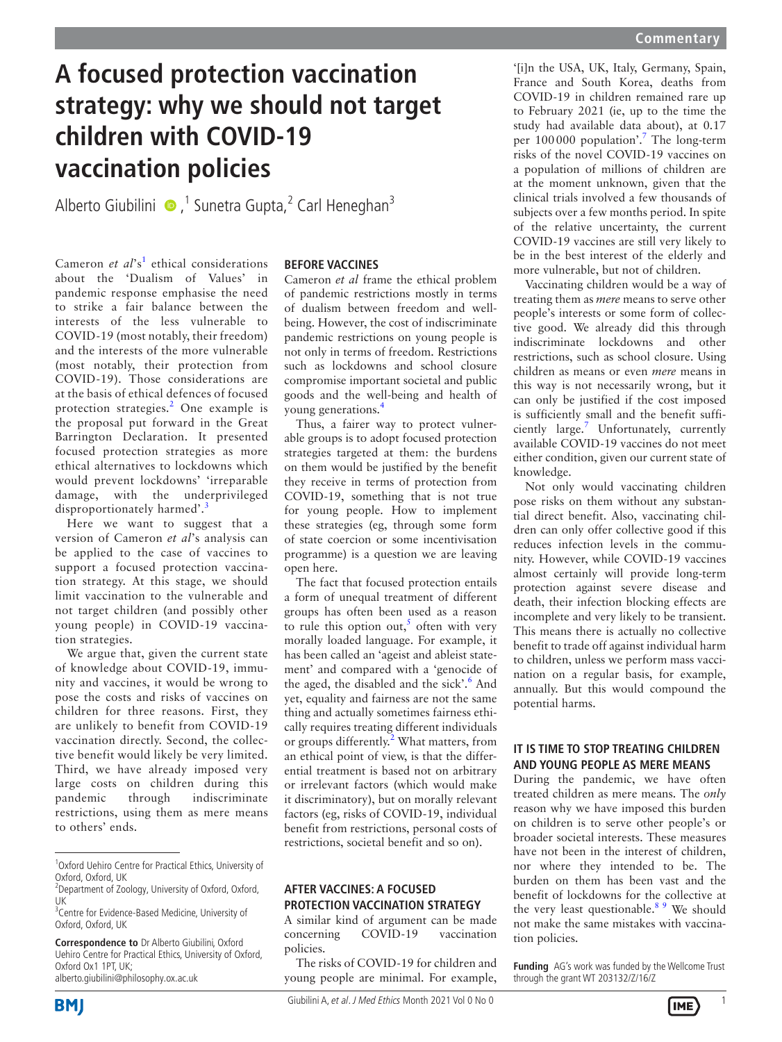# A focused protection vaccination strategy: why we should not target children with COVID-19 vaccination policies

Alberto Giubilini [1], Sunetra Gupta [2], Carl Heneghan [3]

Cameron *et al*'s[1] ethical considerations about the 'Dualism of Values' in pandemic response emphasise the need to strike a fair balance between the interests of the less vulnerable to COVID-19 (most notably, their freedom) and the interests of the more vulnerable (most notably, their protection from COVID-19). Those considerations are at the basis of ethical defences of focused protection strategies.[2] One example is the proposal put forward in the Great Barrington Declaration. It presented focused protection strategies as more ethical alternatives to lockdowns which would prevent lockdowns' 'irreparable damage, with the underprivileged disproportionately harmed'.[3]

Here we want to suggest that a version of Cameron *et al*'s analysis can be applied to the case of vaccines to support a focused protection vaccination strategy. At this stage, we should limit vaccination to the vulnerable and not target children (and possibly other young people) in COVID-19 vaccination strategies.

We argue that, given the current state of knowledge about COVID-19, immunity and vaccines, it would be wrong to pose the costs and risks of vaccines on children for three reasons. First, they are unlikely to benefit from COVID-19 vaccination directly. Second, the collective benefit would likely be very limited. Third, we have already imposed very large costs on children during this pandemic through indiscriminate restrictions, using them as mere means to others' ends.

## BEFORE VACCINES

Cameron *et al* frame the ethical problem of pandemic restrictions mostly in terms of dualism between freedom and well-being. However, the cost of indiscriminate pandemic restrictions on young people is not only in terms of freedom. Restrictions such as lockdowns and school closure compromise important societal and public goods and the well-being and health of young generations.[4]

Thus, a fairer way to protect vulnerable groups is to adopt focused protection strategies targeted at them: the burdens on them would be justified by the benefit they receive in terms of protection from COVID-19, something that is not true for young people. How to implement these strategies (eg, through some form of state coercion or some incentivisation programme) is a question we are leaving open here.

The fact that focused protection entails a form of unequal treatment of different groups has often been used as a reason to rule this option out,[5] often with very morally loaded language. For example, it has been called an 'ageist and ableist statement' and compared with a 'genocide of the aged, the disabled and the sick'.[6] And yet, equality and fairness are not the same thing and actually sometimes fairness ethically requires treating different individuals or groups differently.[2] What matters, from an ethical point of view, is that the differential treatment is based not on arbitrary or irrelevant factors (which would make it discriminatory), but on morally relevant factors (eg, risks of COVID-19, individual benefit from restrictions, personal costs of restrictions, societal benefit and so on).

## AFTER VACCINES: A FOCUSED PROTECTION VACCINATION STRATEGY

A similar kind of argument can be made concerning COVID-19 vaccination policies.

The risks of COVID-19 for children and young people are minimal. For example, '[i]n the USA, UK, Italy, Germany, Spain, France and South Korea, deaths from COVID-19 in children remained rare up to February 2021 (ie, up to the time the study had available data about), at 0.17 per 100 000 population'.[7] The long-term risks of the novel COVID-19 vaccines on a population of millions of children are at the moment unknown, given that the clinical trials involved a few thousands of subjects over a few months period. In spite of the relative uncertainty, the current COVID-19 vaccines are still very likely to be in the best interest of the elderly and more vulnerable, but not of children.

Vaccinating children would be a way of treating them as *mere* means to serve other people's interests or some form of collective good. We already did this through indiscriminate lockdowns and other restrictions, such as school closure. Using children as means or even *mere* means in this way is not necessarily wrong, but it can only be justified if the cost imposed is sufficiently small and the benefit sufficiently large.[7] Unfortunately, currently available COVID-19 vaccines do not meet either condition, given our current state of knowledge.

Not only would vaccinating children pose risks on them without any substantial direct benefit. Also, vaccinating children can only offer collective good if this reduces infection levels in the community. However, while COVID-19 vaccines almost certainly will provide long-term protection against severe disease and death, their infection blocking effects are incomplete and very likely to be transient. This means there is actually no collective benefit to trade off against individual harm to children, unless we perform mass vaccination on a regular basis, for example, annually. But this would compound the potential harms.

## IT IS TIME TO STOP TREATING CHILDREN AND YOUNG PEOPLE AS MERE MEANS

During the pandemic, we have often treated children as mere means. The *only* reason why we have imposed this burden on children is to serve other people's or broader societal interests. These measures have not been in the interest of children, nor where they intended to be. The burden on them has been vast and the benefit of lockdowns for the collective at the very least questionable.[8 9] We should not make the same mistakes with vaccination policies.

**Funding** AG's work was funded by the Wellcome Trust through the grant WT 203132/Z/16/Z

---

[1] Oxford Uehiro Centre for Practical Ethics, University of Oxford, Oxford, UK
[2] Department of Zoology, University of Oxford, Oxford, UK
[3] Centre for Evidence-Based Medicine, University of Oxford, Oxford, UK

**Correspondence to** Dr Alberto Giubilini, Oxford Uehiro Centre for Practical Ethics, University of Oxford, Oxford Ox1 1PT, UK; alberto.giubilini@philosophy.ox.ac.uk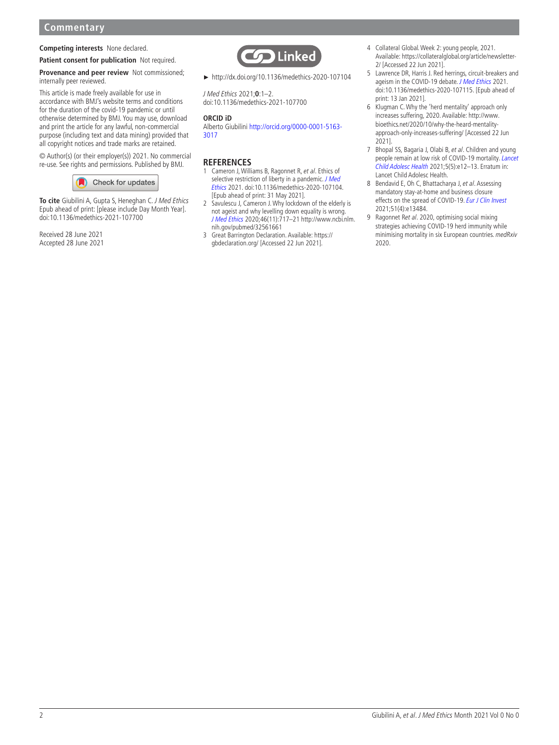**Competing interests** None declared.

**Patient consent for publication** Not required.

**Provenance and peer review** Not commissioned; internally peer reviewed.

This article is made freely available for use in accordance with BMJ's website terms and conditions for the duration of the covid-19 pandemic or until otherwise determined by BMJ. You may use, download and print the article for any lawful, non-commercial purpose (including text and data mining) provided that all copyright notices and trade marks are retained.

© Author(s) (or their employer(s)) 2021. No commercial re-use. See rights and permissions. Published by BMJ.

Check for updates

**To cite** Giubilini A, Gupta S, Heneghan C. *J Med Ethics* Epub ahead of print: [please include Day Month Year]. doi:10.1136/medethics-2021-107700

Received 28 June 2021
Accepted 28 June 2021

Linked

► http://dx.doi.org/10.1136/medethics-2020-107104

*J Med Ethics* 2021;**0**:1–2.
doi:10.1136/medethics-2021-107700

**ORCID iD**

Alberto Giubilini http://orcid.org/0000-0001-5163-3017

## REFERENCES

1. Cameron J, Williams B, Ragonnet R, *et al*. Ethics of selective restriction of liberty in a pandemic. *J Med Ethics* 2021. doi:10.1136/medethics-2020-107104. [Epub ahead of print: 31 May 2021].
2. Savulescu J, Cameron J. Why lockdown of the elderly is not ageist and why levelling down equality is wrong. *J Med Ethics* 2020;46(11):717–21 http://www.ncbi.nlm.nih.gov/pubmed/32561661
3. Great Barrington Declaration. Available: https://gbdeclaration.org/ [Accessed 22 Jun 2021].
4. Collateral Global. Week 2: young people, 2021. Available: https://collateralglobal.org/article/newsletter-2/ [Accessed 22 Jun 2021].
5. Lawrence DR, Harris J. Red herrings, circuit-breakers and ageism in the COVID-19 debate. *J Med Ethics* 2021. doi:10.1136/medethics-2020-107115. [Epub ahead of print: 13 Jan 2021].
6. Klugman C. Why the 'herd mentality' approach only increases suffering, 2020. Available: http://www.bioethics.net/2020/10/why-the-heard-mentality-approach-only-increases-suffering/ [Accessed 22 Jun 2021].
7. Bhopal SS, Bagaria J, Olabi B, *et al*. Children and young people remain at low risk of COVID-19 mortality. *Lancet Child Adolesc Health* 2021;5(5):e12–13. Erratum in: Lancet Child Adolesc Health.
8. Bendavid E, Oh C, Bhattacharya J, *et al*. Assessing mandatory stay-at-home and business closure effects on the spread of COVID-19. *Eur J Clin Invest* 2021;51(4):e13484.
9. Ragonnet R*et al*. 2020, optimising social mixing strategies achieving COVID-19 herd immunity while minimising mortality in six European countries. *medRxiv* 2020.